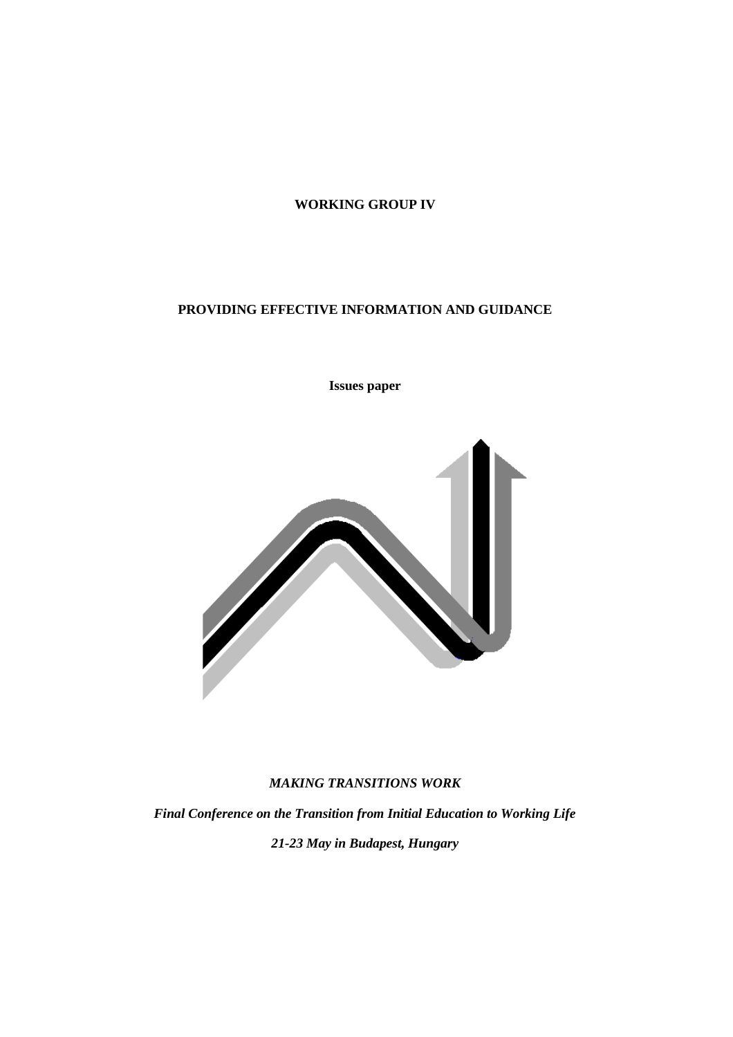**WORKING GROUP IV**

# PROVIDING EFFECTIVE INFORMATION AND GUIDANCE

**Issues paper**

***MAKING TRANSITIONS WORK***

***Final Conference on the Transition from Initial Education to Working Life***

***21-23 May in Budapest, Hungary***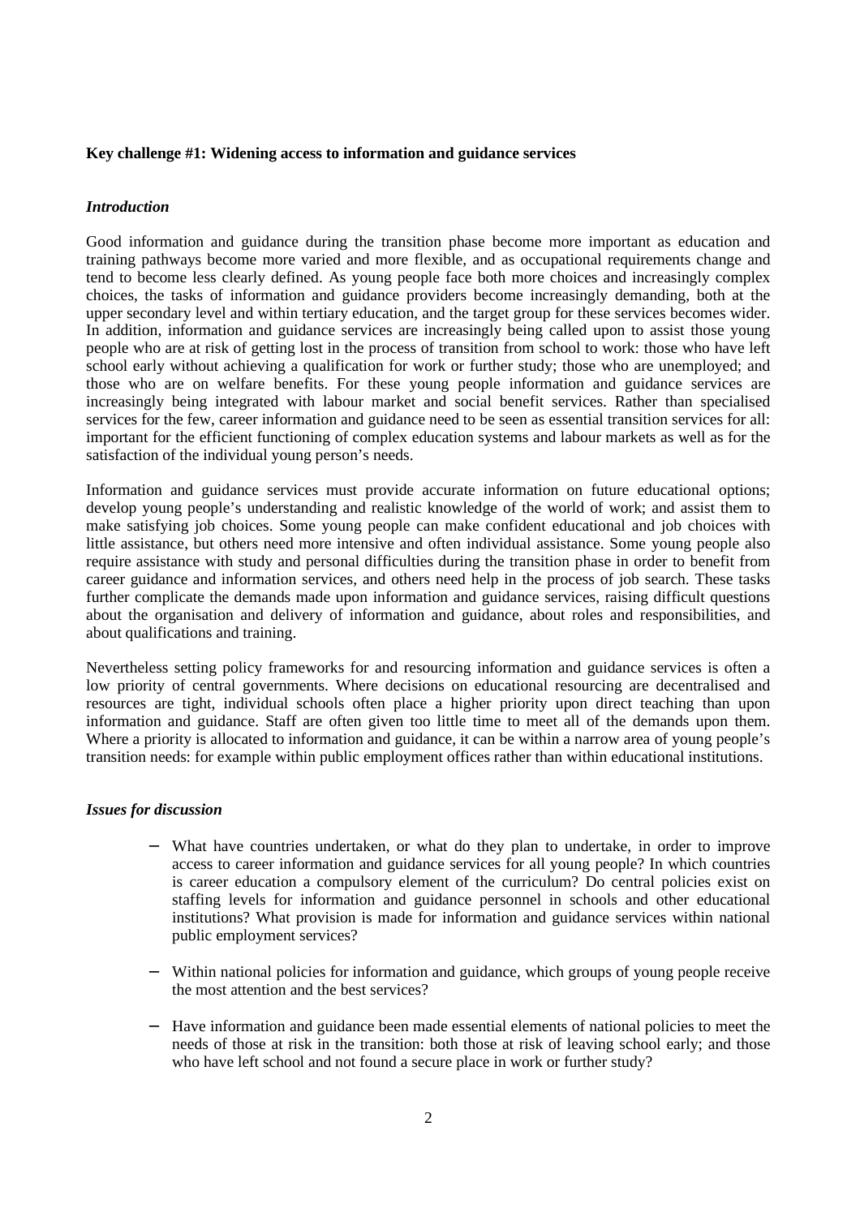**Key challenge #1: Widening access to information and guidance services**

***Introduction***

Good information and guidance during the transition phase become more important as education and training pathways become more varied and more flexible, and as occupational requirements change and tend to become less clearly defined. As young people face both more choices and increasingly complex choices, the tasks of information and guidance providers become increasingly demanding, both at the upper secondary level and within tertiary education, and the target group for these services becomes wider. In addition, information and guidance services are increasingly being called upon to assist those young people who are at risk of getting lost in the process of transition from school to work: those who have left school early without achieving a qualification for work or further study; those who are unemployed; and those who are on welfare benefits. For these young people information and guidance services are increasingly being integrated with labour market and social benefit services. Rather than specialised services for the few, career information and guidance need to be seen as essential transition services for all: important for the efficient functioning of complex education systems and labour markets as well as for the satisfaction of the individual young person's needs.

Information and guidance services must provide accurate information on future educational options; develop young people's understanding and realistic knowledge of the world of work; and assist them to make satisfying job choices. Some young people can make confident educational and job choices with little assistance, but others need more intensive and often individual assistance. Some young people also require assistance with study and personal difficulties during the transition phase in order to benefit from career guidance and information services, and others need help in the process of job search. These tasks further complicate the demands made upon information and guidance services, raising difficult questions about the organisation and delivery of information and guidance, about roles and responsibilities, and about qualifications and training.

Nevertheless setting policy frameworks for and resourcing information and guidance services is often a low priority of central governments. Where decisions on educational resourcing are decentralised and resources are tight, individual schools often place a higher priority upon direct teaching than upon information and guidance. Staff are often given too little time to meet all of the demands upon them. Where a priority is allocated to information and guidance, it can be within a narrow area of young people's transition needs: for example within public employment offices rather than within educational institutions.

***Issues for discussion***

- What have countries undertaken, or what do they plan to undertake, in order to improve access to career information and guidance services for all young people? In which countries is career education a compulsory element of the curriculum? Do central policies exist on staffing levels for information and guidance personnel in schools and other educational institutions? What provision is made for information and guidance services within national public employment services?

- Within national policies for information and guidance, which groups of young people receive the most attention and the best services?

- Have information and guidance been made essential elements of national policies to meet the needs of those at risk in the transition: both those at risk of leaving school early; and those who have left school and not found a secure place in work or further study?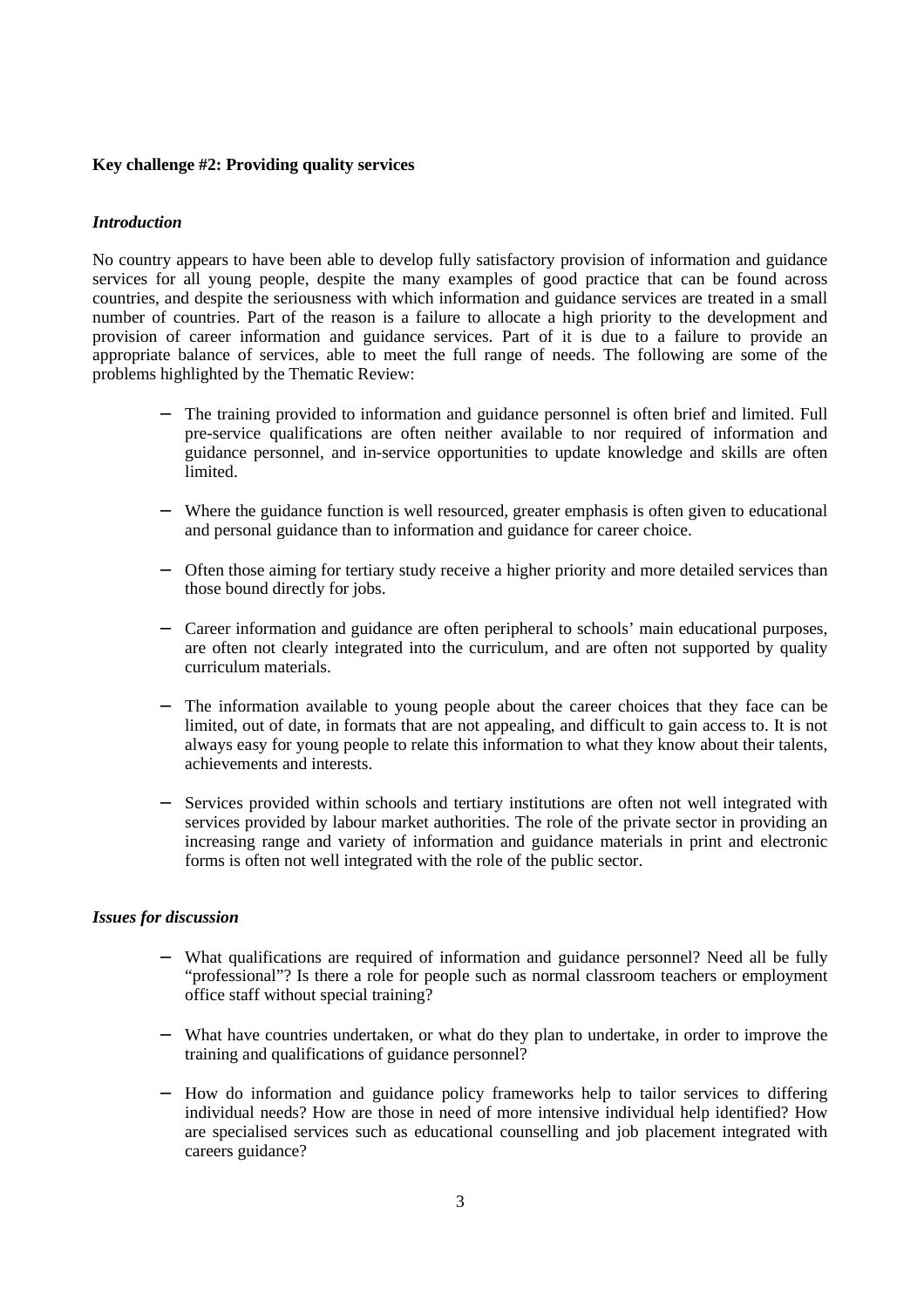**Key challenge #2: Providing quality services**

***Introduction***

No country appears to have been able to develop fully satisfactory provision of information and guidance services for all young people, despite the many examples of good practice that can be found across countries, and despite the seriousness with which information and guidance services are treated in a small number of countries. Part of the reason is a failure to allocate a high priority to the development and provision of career information and guidance services. Part of it is due to a failure to provide an appropriate balance of services, able to meet the full range of needs. The following are some of the problems highlighted by the Thematic Review:

- The training provided to information and guidance personnel is often brief and limited. Full pre-service qualifications are often neither available to nor required of information and guidance personnel, and in-service opportunities to update knowledge and skills are often limited.

- Where the guidance function is well resourced, greater emphasis is often given to educational and personal guidance than to information and guidance for career choice.

- Often those aiming for tertiary study receive a higher priority and more detailed services than those bound directly for jobs.

- Career information and guidance are often peripheral to schools' main educational purposes, are often not clearly integrated into the curriculum, and are often not supported by quality curriculum materials.

- The information available to young people about the career choices that they face can be limited, out of date, in formats that are not appealing, and difficult to gain access to. It is not always easy for young people to relate this information to what they know about their talents, achievements and interests.

- Services provided within schools and tertiary institutions are often not well integrated with services provided by labour market authorities. The role of the private sector in providing an increasing range and variety of information and guidance materials in print and electronic forms is often not well integrated with the role of the public sector.

***Issues for discussion***

- What qualifications are required of information and guidance personnel? Need all be fully "professional"? Is there a role for people such as normal classroom teachers or employment office staff without special training?

- What have countries undertaken, or what do they plan to undertake, in order to improve the training and qualifications of guidance personnel?

- How do information and guidance policy frameworks help to tailor services to differing individual needs? How are those in need of more intensive individual help identified? How are specialised services such as educational counselling and job placement integrated with careers guidance?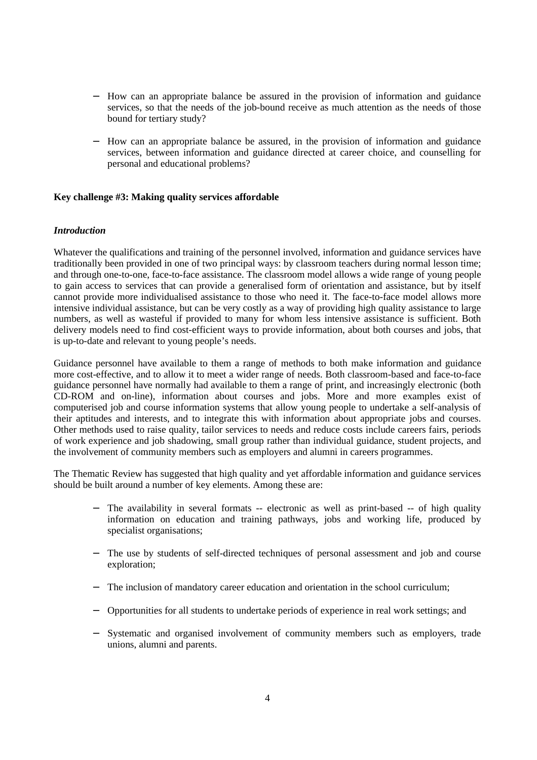- How can an appropriate balance be assured in the provision of information and guidance services, so that the needs of the job-bound receive as much attention as the needs of those bound for tertiary study?

- How can an appropriate balance be assured, in the provision of information and guidance services, between information and guidance directed at career choice, and counselling for personal and educational problems?

**Key challenge #3: Making quality services affordable**

***Introduction***

Whatever the qualifications and training of the personnel involved, information and guidance services have traditionally been provided in one of two principal ways: by classroom teachers during normal lesson time; and through one-to-one, face-to-face assistance. The classroom model allows a wide range of young people to gain access to services that can provide a generalised form of orientation and assistance, but by itself cannot provide more individualised assistance to those who need it. The face-to-face model allows more intensive individual assistance, but can be very costly as a way of providing high quality assistance to large numbers, as well as wasteful if provided to many for whom less intensive assistance is sufficient. Both delivery models need to find cost-efficient ways to provide information, about both courses and jobs, that is up-to-date and relevant to young people's needs.

Guidance personnel have available to them a range of methods to both make information and guidance more cost-effective, and to allow it to meet a wider range of needs. Both classroom-based and face-to-face guidance personnel have normally had available to them a range of print, and increasingly electronic (both CD-ROM and on-line), information about courses and jobs. More and more examples exist of computerised job and course information systems that allow young people to undertake a self-analysis of their aptitudes and interests, and to integrate this with information about appropriate jobs and courses. Other methods used to raise quality, tailor services to needs and reduce costs include careers fairs, periods of work experience and job shadowing, small group rather than individual guidance, student projects, and the involvement of community members such as employers and alumni in careers programmes.

The Thematic Review has suggested that high quality and yet affordable information and guidance services should be built around a number of key elements. Among these are:

- The availability in several formats -- electronic as well as print-based -- of high quality information on education and training pathways, jobs and working life, produced by specialist organisations;

- The use by students of self-directed techniques of personal assessment and job and course exploration;

- The inclusion of mandatory career education and orientation in the school curriculum;

- Opportunities for all students to undertake periods of experience in real work settings; and

- Systematic and organised involvement of community members such as employers, trade unions, alumni and parents.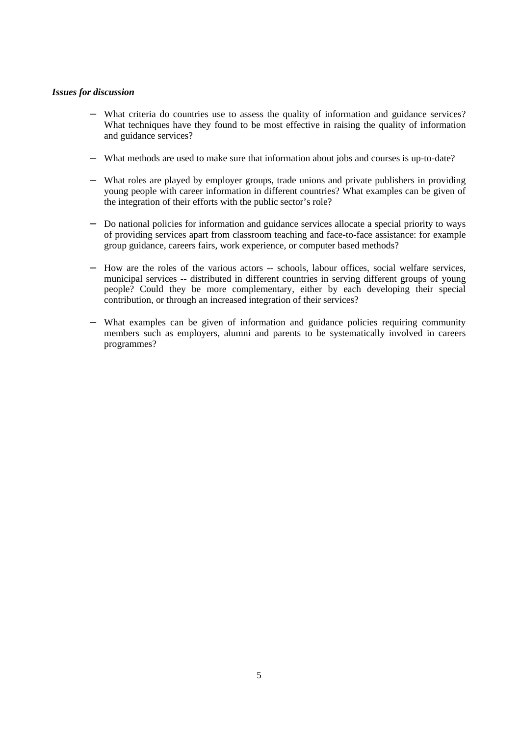***Issues for discussion***

- What criteria do countries use to assess the quality of information and guidance services? What techniques have they found to be most effective in raising the quality of information and guidance services?

- What methods are used to make sure that information about jobs and courses is up-to-date?

- What roles are played by employer groups, trade unions and private publishers in providing young people with career information in different countries? What examples can be given of the integration of their efforts with the public sector's role?

- Do national policies for information and guidance services allocate a special priority to ways of providing services apart from classroom teaching and face-to-face assistance: for example group guidance, careers fairs, work experience, or computer based methods?

- How are the roles of the various actors -- schools, labour offices, social welfare services, municipal services -- distributed in different countries in serving different groups of young people? Could they be more complementary, either by each developing their special contribution, or through an increased integration of their services?

- What examples can be given of information and guidance policies requiring community members such as employers, alumni and parents to be systematically involved in careers programmes?